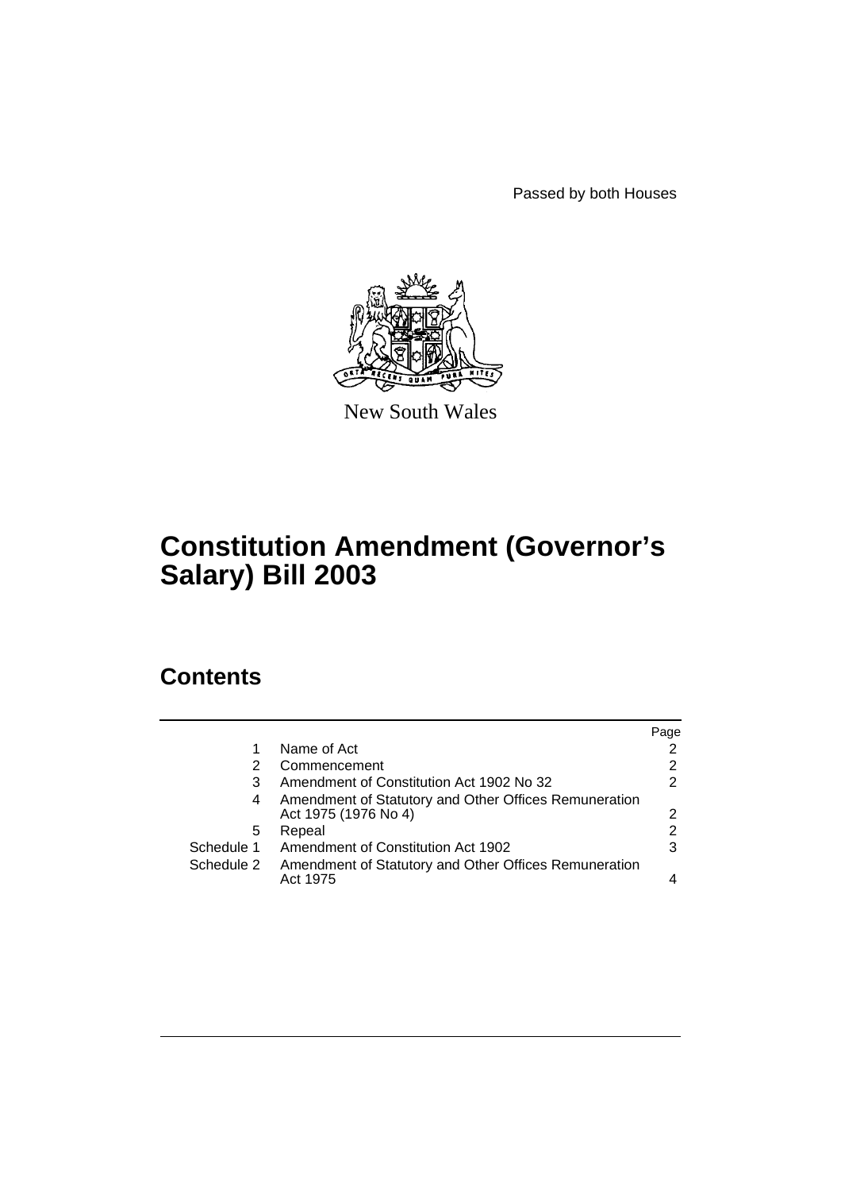Passed by both Houses

New South Wales

# Constitution Amendment (Governor's Salary) Bill 2003

## Contents

| | | Page |
|---|---|---|
| 1 | Name of Act | 2 |
| 2 | Commencement | 2 |
| 3 | Amendment of Constitution Act 1902 No 32 | 2 |
| 4 | Amendment of Statutory and Other Offices Remuneration Act 1975 (1976 No 4) | 2 |
| 5 | Repeal | 2 |
| Schedule 1 | Amendment of Constitution Act 1902 | 3 |
| Schedule 2 | Amendment of Statutory and Other Offices Remuneration Act 1975 | 4 |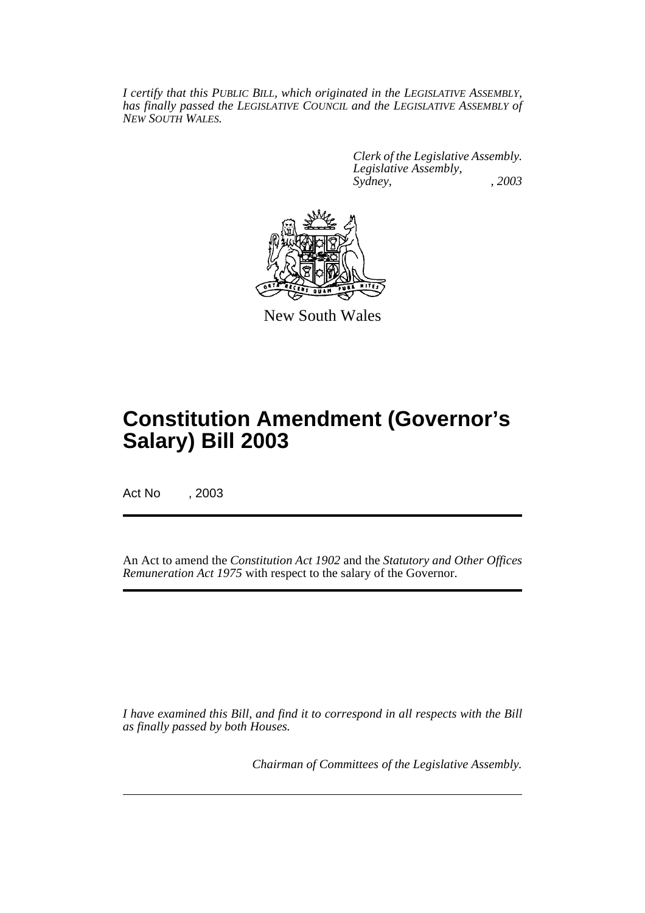*I certify that this PUBLIC BILL, which originated in the LEGISLATIVE ASSEMBLY, has finally passed the LEGISLATIVE COUNCIL and the LEGISLATIVE ASSEMBLY of NEW SOUTH WALES.*

*Clerk of the Legislative Assembly.*
*Legislative Assembly,*
*Sydney, , 2003*

New South Wales

# Constitution Amendment (Governor's Salary) Bill 2003

Act No , 2003

An Act to amend the *Constitution Act 1902* and the *Statutory and Other Offices Remuneration Act 1975* with respect to the salary of the Governor.

*I have examined this Bill, and find it to correspond in all respects with the Bill as finally passed by both Houses.*

*Chairman of Committees of the Legislative Assembly.*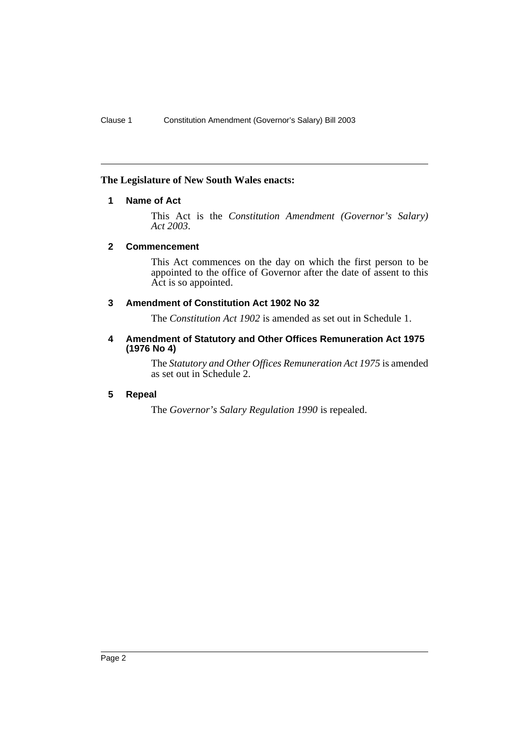**The Legislature of New South Wales enacts:**

### 1 Name of Act

This Act is the *Constitution Amendment (Governor's Salary) Act 2003*.

### 2 Commencement

This Act commences on the day on which the first person to be appointed to the office of Governor after the date of assent to this Act is so appointed.

### 3 Amendment of Constitution Act 1902 No 32

The *Constitution Act 1902* is amended as set out in Schedule 1.

### 4 Amendment of Statutory and Other Offices Remuneration Act 1975 (1976 No 4)

The *Statutory and Other Offices Remuneration Act 1975* is amended as set out in Schedule 2.

### 5 Repeal

The *Governor's Salary Regulation 1990* is repealed.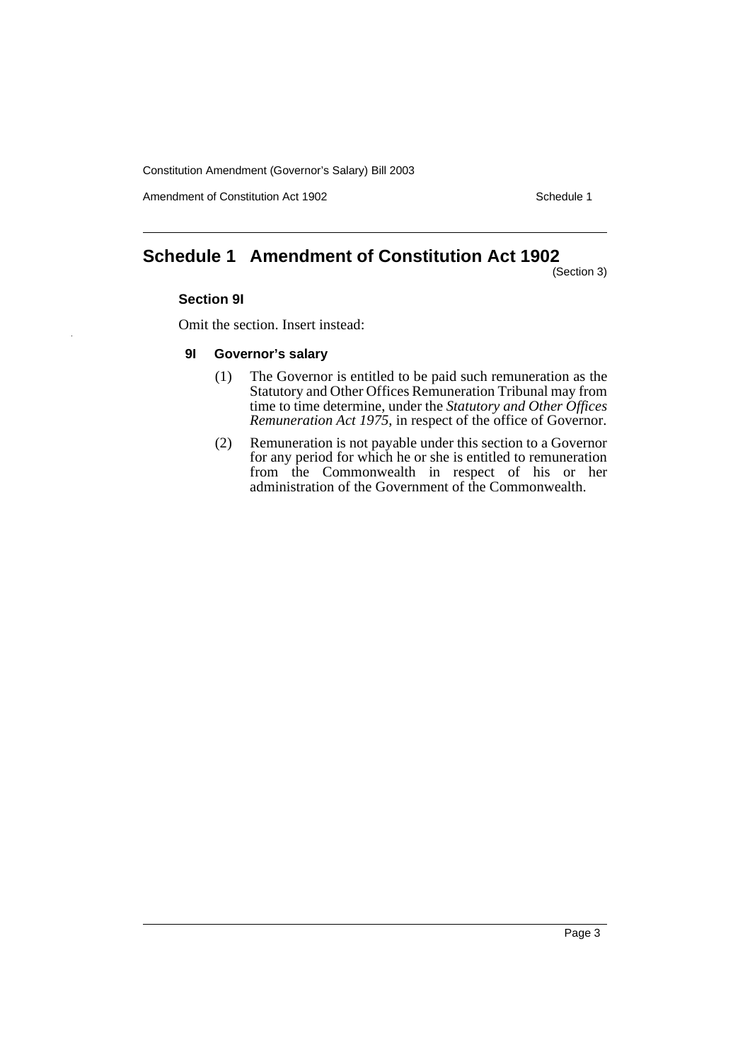## Schedule 1 Amendment of Constitution Act 1902

(Section 3)

### Section 9I

Omit the section. Insert instead:

#### 9I Governor's salary

(1) The Governor is entitled to be paid such remuneration as the Statutory and Other Offices Remuneration Tribunal may from time to time determine, under the *Statutory and Other Offices Remuneration Act 1975*, in respect of the office of Governor.

(2) Remuneration is not payable under this section to a Governor for any period for which he or she is entitled to remuneration from the Commonwealth in respect of his or her administration of the Government of the Commonwealth.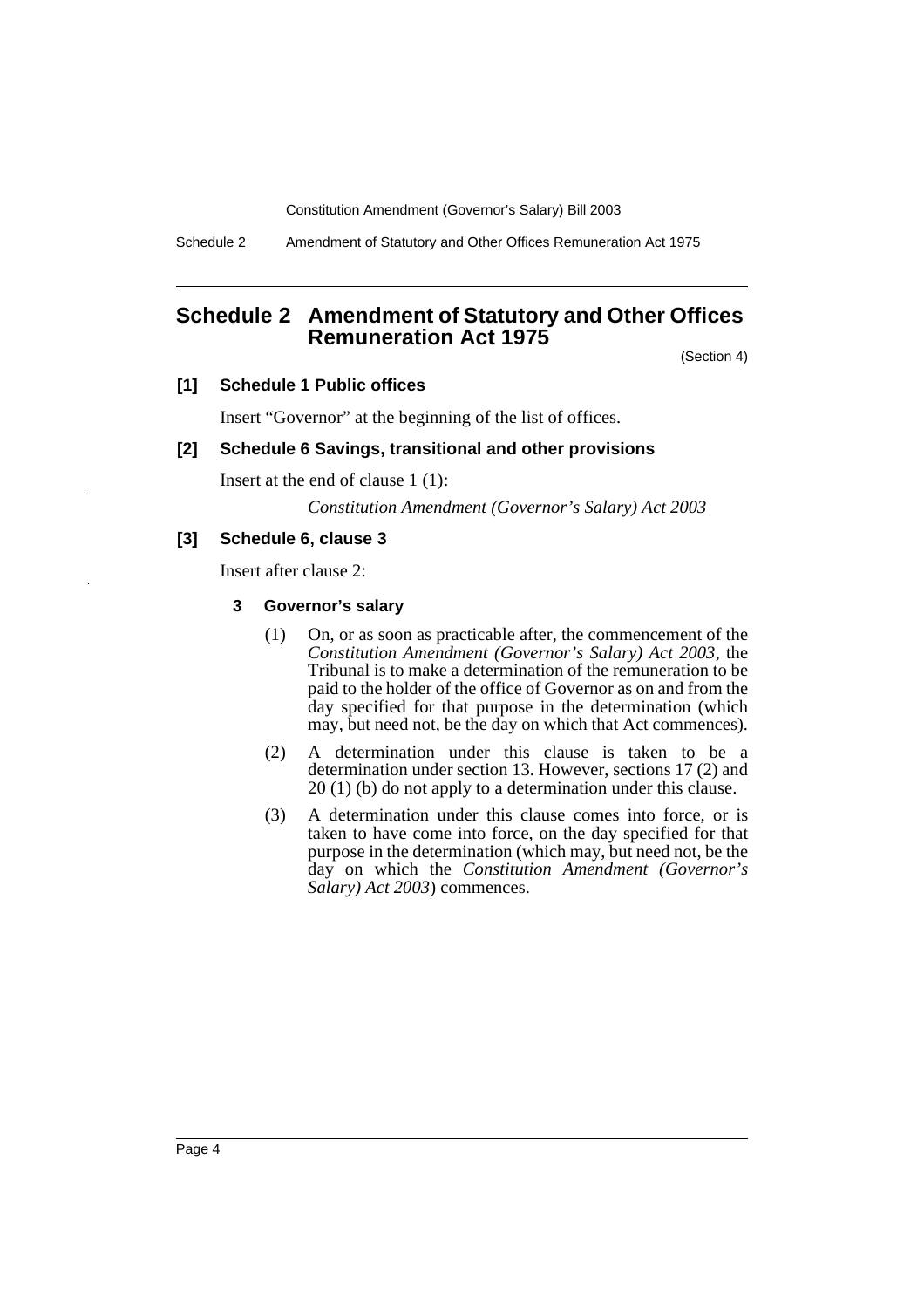## Schedule 2 Amendment of Statutory and Other Offices Remuneration Act 1975

(Section 4)

**[1] Schedule 1 Public offices**

Insert "Governor" at the beginning of the list of offices.

**[2] Schedule 6 Savings, transitional and other provisions**

Insert at the end of clause 1 (1):

*Constitution Amendment (Governor's Salary) Act 2003*

**[3] Schedule 6, clause 3**

Insert after clause 2:

**3 Governor's salary**

(1) On, or as soon as practicable after, the commencement of the *Constitution Amendment (Governor's Salary) Act 2003*, the Tribunal is to make a determination of the remuneration to be paid to the holder of the office of Governor as on and from the day specified for that purpose in the determination (which may, but need not, be the day on which that Act commences).

(2) A determination under this clause is taken to be a determination under section 13. However, sections 17 (2) and 20 (1) (b) do not apply to a determination under this clause.

(3) A determination under this clause comes into force, or is taken to have come into force, on the day specified for that purpose in the determination (which may, but need not, be the day on which the *Constitution Amendment (Governor's Salary) Act 2003*) commences.